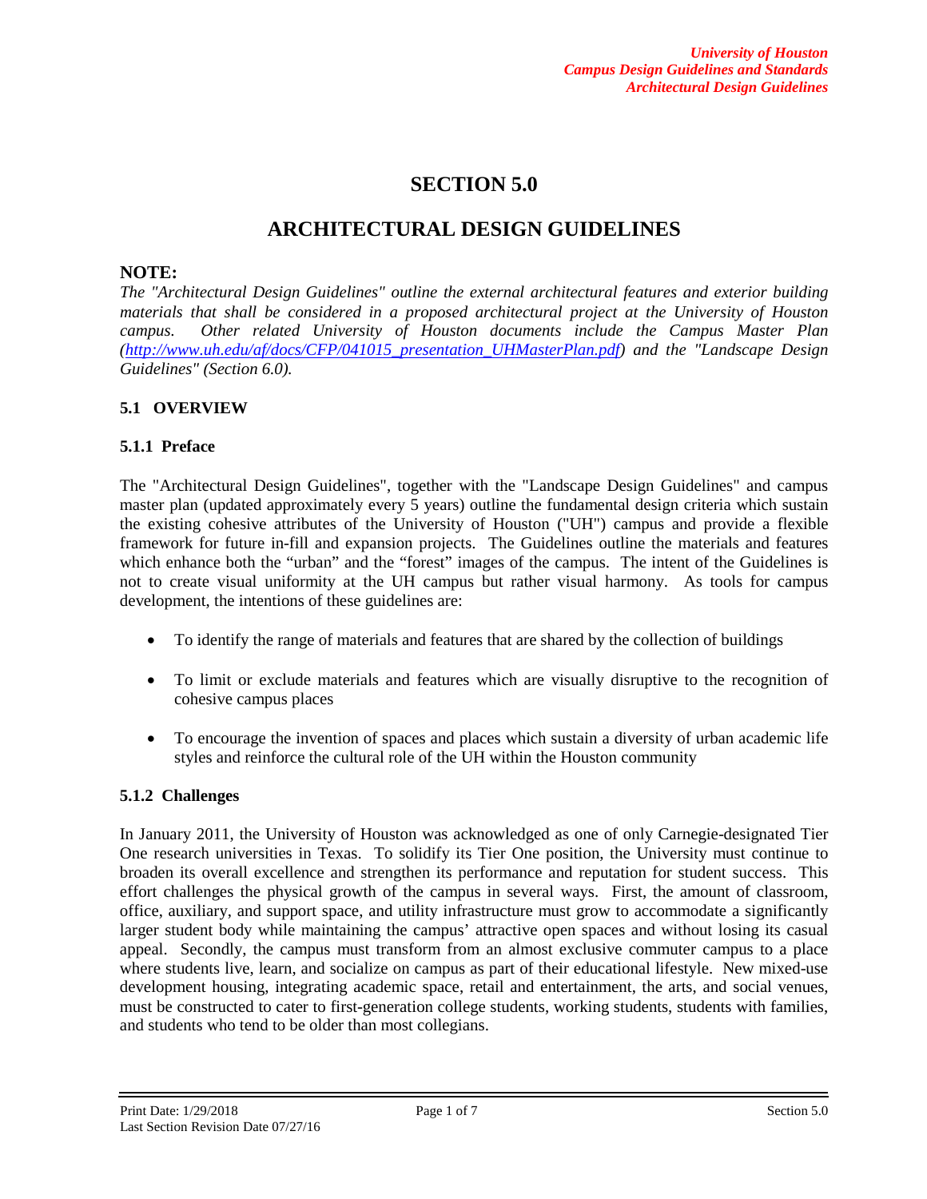# SECTION 5.0

# ARCHITECTURAL DESIGN GUIDELINES

**NOTE:**
*The "Architectural Design Guidelines" outline the external architectural features and exterior building materials that shall be considered in a proposed architectural project at the University of Houston campus. Other related University of Houston documents include the Campus Master Plan (http://www.uh.edu/af/docs/CFP/041015_presentation_UHMasterPlan.pdf) and the "Landscape Design Guidelines" (Section 6.0).*

## 5.1 OVERVIEW

### 5.1.1 Preface

The "Architectural Design Guidelines", together with the "Landscape Design Guidelines" and campus master plan (updated approximately every 5 years) outline the fundamental design criteria which sustain the existing cohesive attributes of the University of Houston ("UH") campus and provide a flexible framework for future in-fill and expansion projects. The Guidelines outline the materials and features which enhance both the "urban" and the "forest" images of the campus. The intent of the Guidelines is not to create visual uniformity at the UH campus but rather visual harmony. As tools for campus development, the intentions of these guidelines are:

- To identify the range of materials and features that are shared by the collection of buildings
- To limit or exclude materials and features which are visually disruptive to the recognition of cohesive campus places
- To encourage the invention of spaces and places which sustain a diversity of urban academic life styles and reinforce the cultural role of the UH within the Houston community

### 5.1.2 Challenges

In January 2011, the University of Houston was acknowledged as one of only Carnegie-designated Tier One research universities in Texas. To solidify its Tier One position, the University must continue to broaden its overall excellence and strengthen its performance and reputation for student success. This effort challenges the physical growth of the campus in several ways. First, the amount of classroom, office, auxiliary, and support space, and utility infrastructure must grow to accommodate a significantly larger student body while maintaining the campus' attractive open spaces and without losing its casual appeal. Secondly, the campus must transform from an almost exclusive commuter campus to a place where students live, learn, and socialize on campus as part of their educational lifestyle. New mixed-use development housing, integrating academic space, retail and entertainment, the arts, and social venues, must be constructed to cater to first-generation college students, working students, students with families, and students who tend to be older than most collegians.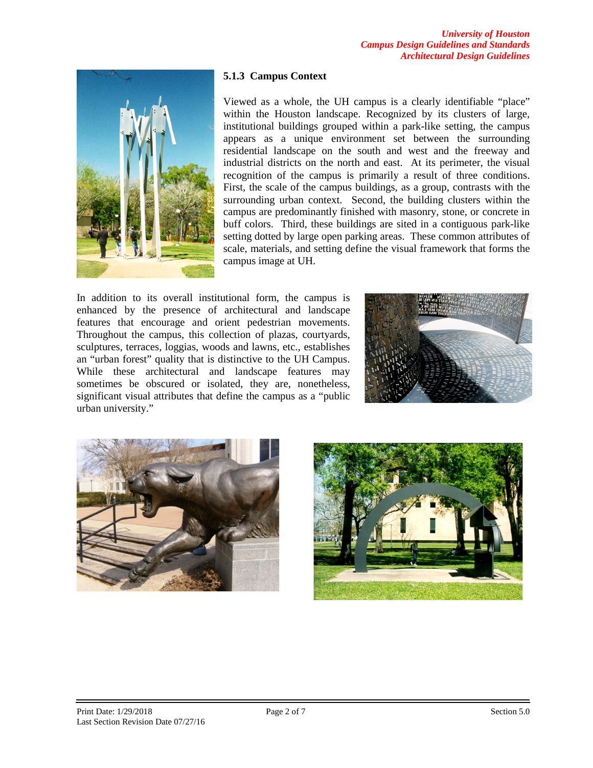### 5.1.3 Campus Context

Viewed as a whole, the UH campus is a clearly identifiable "place" within the Houston landscape. Recognized by its clusters of large, institutional buildings grouped within a park-like setting, the campus appears as a unique environment set between the surrounding residential landscape on the south and west and the freeway and industrial districts on the north and east. At its perimeter, the visual recognition of the campus is primarily a result of three conditions. First, the scale of the campus buildings, as a group, contrasts with the surrounding urban context. Second, the building clusters within the campus are predominantly finished with masonry, stone, or concrete in buff colors. Third, these buildings are sited in a contiguous park-like setting dotted by large open parking areas. These common attributes of scale, materials, and setting define the visual framework that forms the campus image at UH.

In addition to its overall institutional form, the campus is enhanced by the presence of architectural and landscape features that encourage and orient pedestrian movements. Throughout the campus, this collection of plazas, courtyards, sculptures, terraces, loggias, woods and lawns, etc., establishes an "urban forest" quality that is distinctive to the UH Campus. While these architectural and landscape features may sometimes be obscured or isolated, they are, nonetheless, significant visual attributes that define the campus as a "public urban university."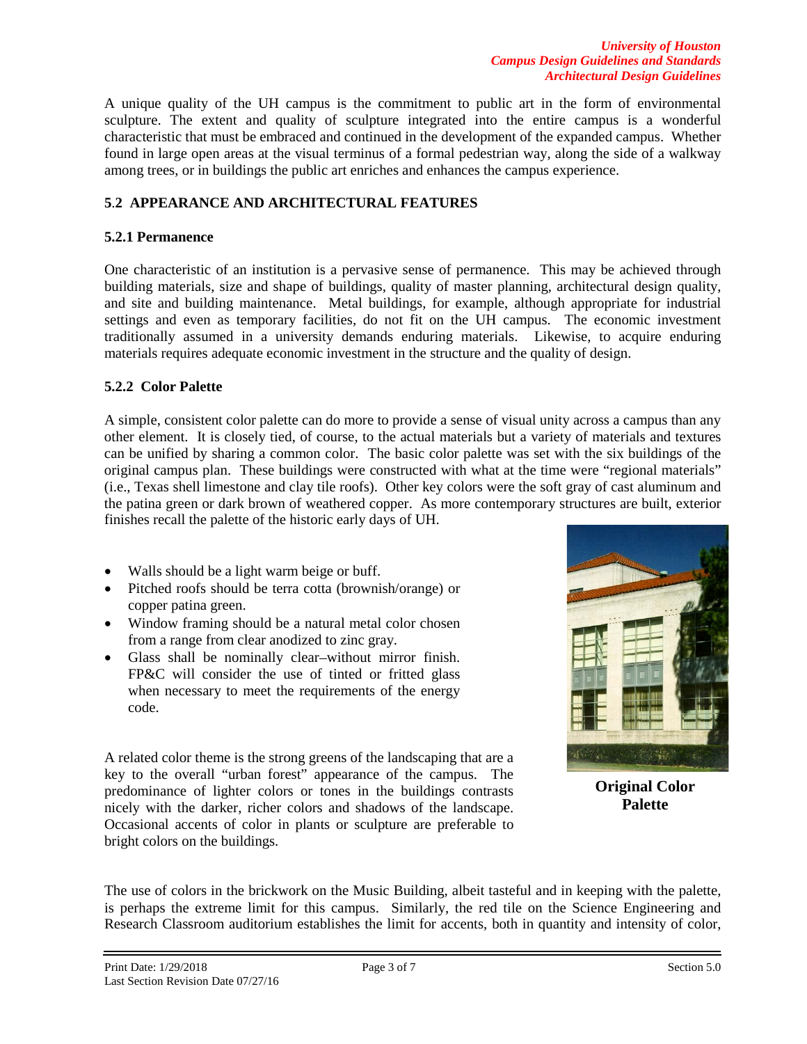A unique quality of the UH campus is the commitment to public art in the form of environmental sculpture. The extent and quality of sculpture integrated into the entire campus is a wonderful characteristic that must be embraced and continued in the development of the expanded campus. Whether found in large open areas at the visual terminus of a formal pedestrian way, along the side of a walkway among trees, or in buildings the public art enriches and enhances the campus experience.

## 5.2 APPEARANCE AND ARCHITECTURAL FEATURES

### 5.2.1 Permanence

One characteristic of an institution is a pervasive sense of permanence. This may be achieved through building materials, size and shape of buildings, quality of master planning, architectural design quality, and site and building maintenance. Metal buildings, for example, although appropriate for industrial settings and even as temporary facilities, do not fit on the UH campus. The economic investment traditionally assumed in a university demands enduring materials. Likewise, to acquire enduring materials requires adequate economic investment in the structure and the quality of design.

### 5.2.2 Color Palette

A simple, consistent color palette can do more to provide a sense of visual unity across a campus than any other element. It is closely tied, of course, to the actual materials but a variety of materials and textures can be unified by sharing a common color. The basic color palette was set with the six buildings of the original campus plan. These buildings were constructed with what at the time were "regional materials" (i.e., Texas shell limestone and clay tile roofs). Other key colors were the soft gray of cast aluminum and the patina green or dark brown of weathered copper. As more contemporary structures are built, exterior finishes recall the palette of the historic early days of UH.

- Walls should be a light warm beige or buff.
- Pitched roofs should be terra cotta (brownish/orange) or copper patina green.
- Window framing should be a natural metal color chosen from a range from clear anodized to zinc gray.
- Glass shall be nominally clear–without mirror finish. FP&C will consider the use of tinted or fritted glass when necessary to meet the requirements of the energy code.

**Original Color Palette**

A related color theme is the strong greens of the landscaping that are a key to the overall "urban forest" appearance of the campus. The predominance of lighter colors or tones in the buildings contrasts nicely with the darker, richer colors and shadows of the landscape. Occasional accents of color in plants or sculpture are preferable to bright colors on the buildings.

The use of colors in the brickwork on the Music Building, albeit tasteful and in keeping with the palette, is perhaps the extreme limit for this campus. Similarly, the red tile on the Science Engineering and Research Classroom auditorium establishes the limit for accents, both in quantity and intensity of color,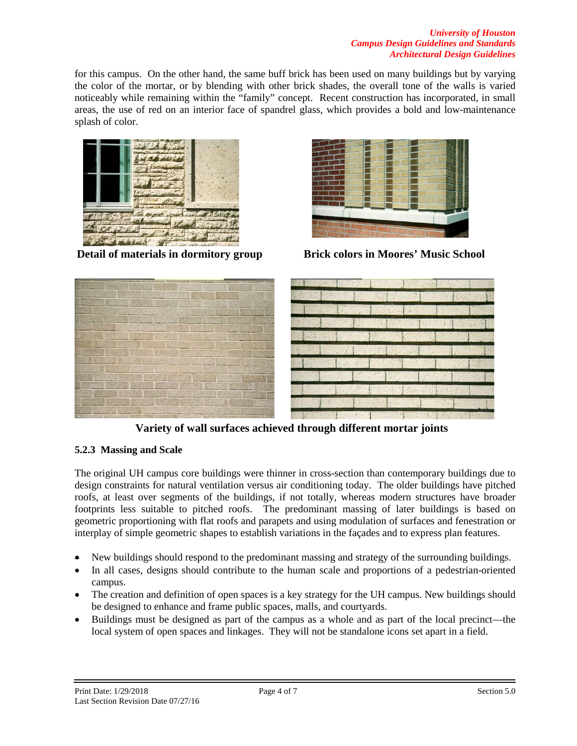for this campus. On the other hand, the same buff brick has been used on many buildings but by varying the color of the mortar, or by blending with other brick shades, the overall tone of the walls is varied noticeably while remaining within the "family" concept. Recent construction has incorporated, in small areas, the use of red on an interior face of spandrel glass, which provides a bold and low-maintenance splash of color.

**Detail of materials in dormitory group**

**Brick colors in Moores' Music School**

**Variety of wall surfaces achieved through different mortar joints**

### 5.2.3 Massing and Scale

The original UH campus core buildings were thinner in cross-section than contemporary buildings due to design constraints for natural ventilation versus air conditioning today. The older buildings have pitched roofs, at least over segments of the buildings, if not totally, whereas modern structures have broader footprints less suitable to pitched roofs. The predominant massing of later buildings is based on geometric proportioning with flat roofs and parapets and using modulation of surfaces and fenestration or interplay of simple geometric shapes to establish variations in the façades and to express plan features.

- New buildings should respond to the predominant massing and strategy of the surrounding buildings.
- In all cases, designs should contribute to the human scale and proportions of a pedestrian-oriented campus.
- The creation and definition of open spaces is a key strategy for the UH campus. New buildings should be designed to enhance and frame public spaces, malls, and courtyards.
- Buildings must be designed as part of the campus as a whole and as part of the local precinct—the local system of open spaces and linkages. They will not be standalone icons set apart in a field.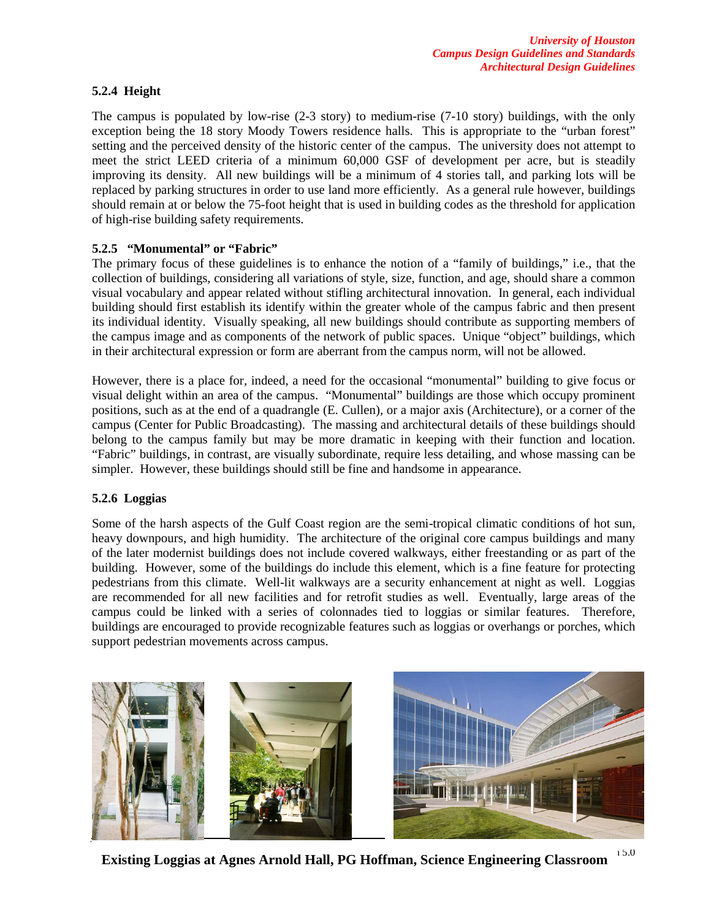### 5.2.4 Height

The campus is populated by low-rise (2-3 story) to medium-rise (7-10 story) buildings, with the only exception being the 18 story Moody Towers residence halls. This is appropriate to the “urban forest” setting and the perceived density of the historic center of the campus. The university does not attempt to meet the strict LEED criteria of a minimum 60,000 GSF of development per acre, but is steadily improving its density. All new buildings will be a minimum of 4 stories tall, and parking lots will be replaced by parking structures in order to use land more efficiently. As a general rule however, buildings should remain at or below the 75-foot height that is used in building codes as the threshold for application of high-rise building safety requirements.

### 5.2.5 “Monumental” or “Fabric”

The primary focus of these guidelines is to enhance the notion of a “family of buildings,” i.e., that the collection of buildings, considering all variations of style, size, function, and age, should share a common visual vocabulary and appear related without stifling architectural innovation. In general, each individual building should first establish its identify within the greater whole of the campus fabric and then present its individual identity. Visually speaking, all new buildings should contribute as supporting members of the campus image and as components of the network of public spaces. Unique “object” buildings, which in their architectural expression or form are aberrant from the campus norm, will not be allowed.

However, there is a place for, indeed, a need for the occasional “monumental” building to give focus or visual delight within an area of the campus. “Monumental” buildings are those which occupy prominent positions, such as at the end of a quadrangle (E. Cullen), or a major axis (Architecture), or a corner of the campus (Center for Public Broadcasting). The massing and architectural details of these buildings should belong to the campus family but may be more dramatic in keeping with their function and location. “Fabric” buildings, in contrast, are visually subordinate, require less detailing, and whose massing can be simpler. However, these buildings should still be fine and handsome in appearance.

### 5.2.6 Loggias

Some of the harsh aspects of the Gulf Coast region are the semi-tropical climatic conditions of hot sun, heavy downpours, and high humidity. The architecture of the original core campus buildings and many of the later modernist buildings does not include covered walkways, either freestanding or as part of the building. However, some of the buildings do include this element, which is a fine feature for protecting pedestrians from this climate. Well-lit walkways are a security enhancement at night as well. Loggias are recommended for all new facilities and for retrofit studies as well. Eventually, large areas of the campus could be linked with a series of colonnades tied to loggias or similar features. Therefore, buildings are encouraged to provide recognizable features such as loggias or overhangs or porches, which support pedestrian movements across campus.

**Existing Loggias at Agnes Arnold Hall, PG Hoffman, Science Engineering Classroom**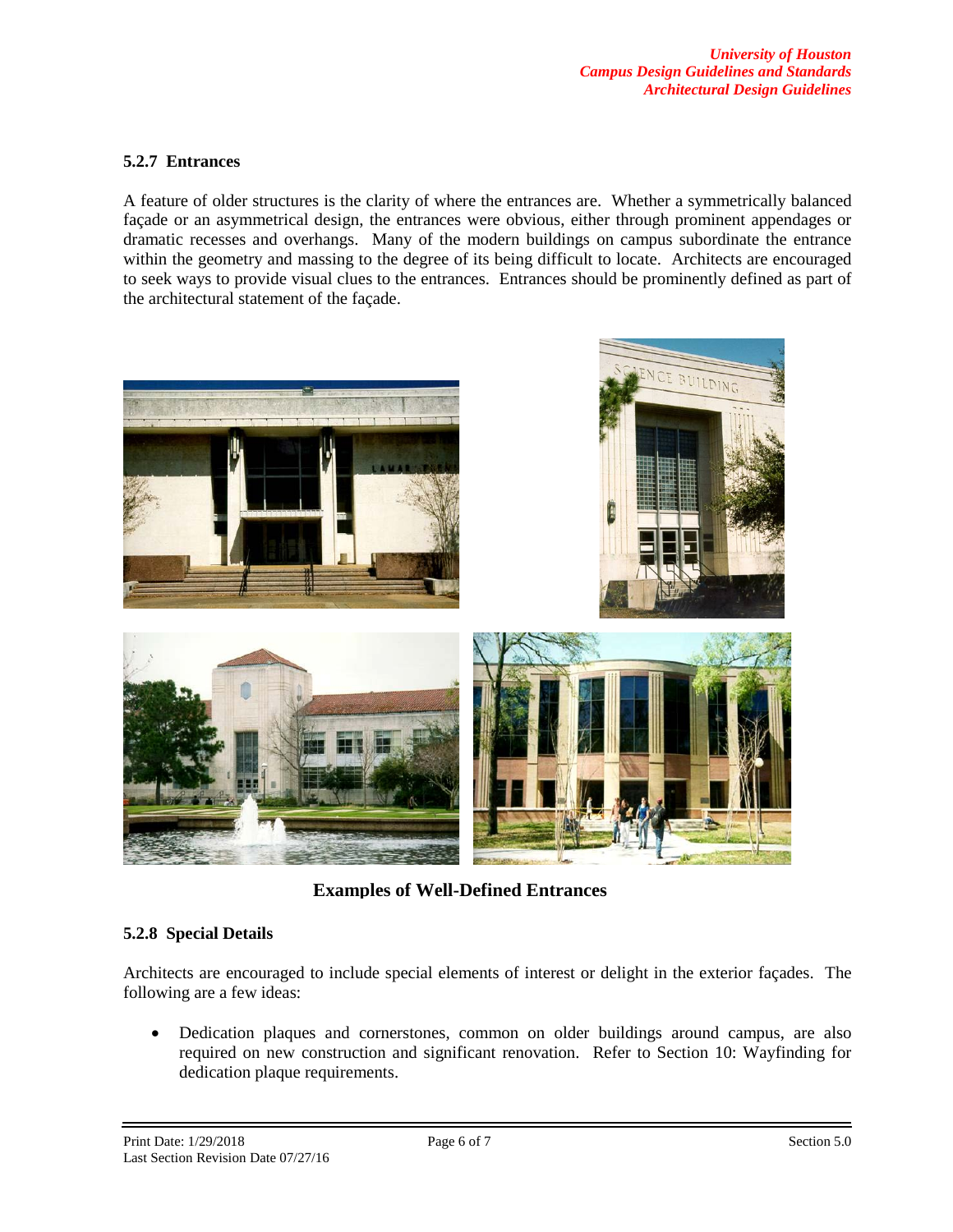### 5.2.7 Entrances

A feature of older structures is the clarity of where the entrances are. Whether a symmetrically balanced façade or an asymmetrical design, the entrances were obvious, either through prominent appendages or dramatic recesses and overhangs. Many of the modern buildings on campus subordinate the entrance within the geometry and massing to the degree of its being difficult to locate. Architects are encouraged to seek ways to provide visual clues to the entrances. Entrances should be prominently defined as part of the architectural statement of the façade.

**Examples of Well-Defined Entrances**

### 5.2.8 Special Details

Architects are encouraged to include special elements of interest or delight in the exterior façades. The following are a few ideas:

- Dedication plaques and cornerstones, common on older buildings around campus, are also required on new construction and significant renovation. Refer to Section 10: Wayfinding for dedication plaque requirements.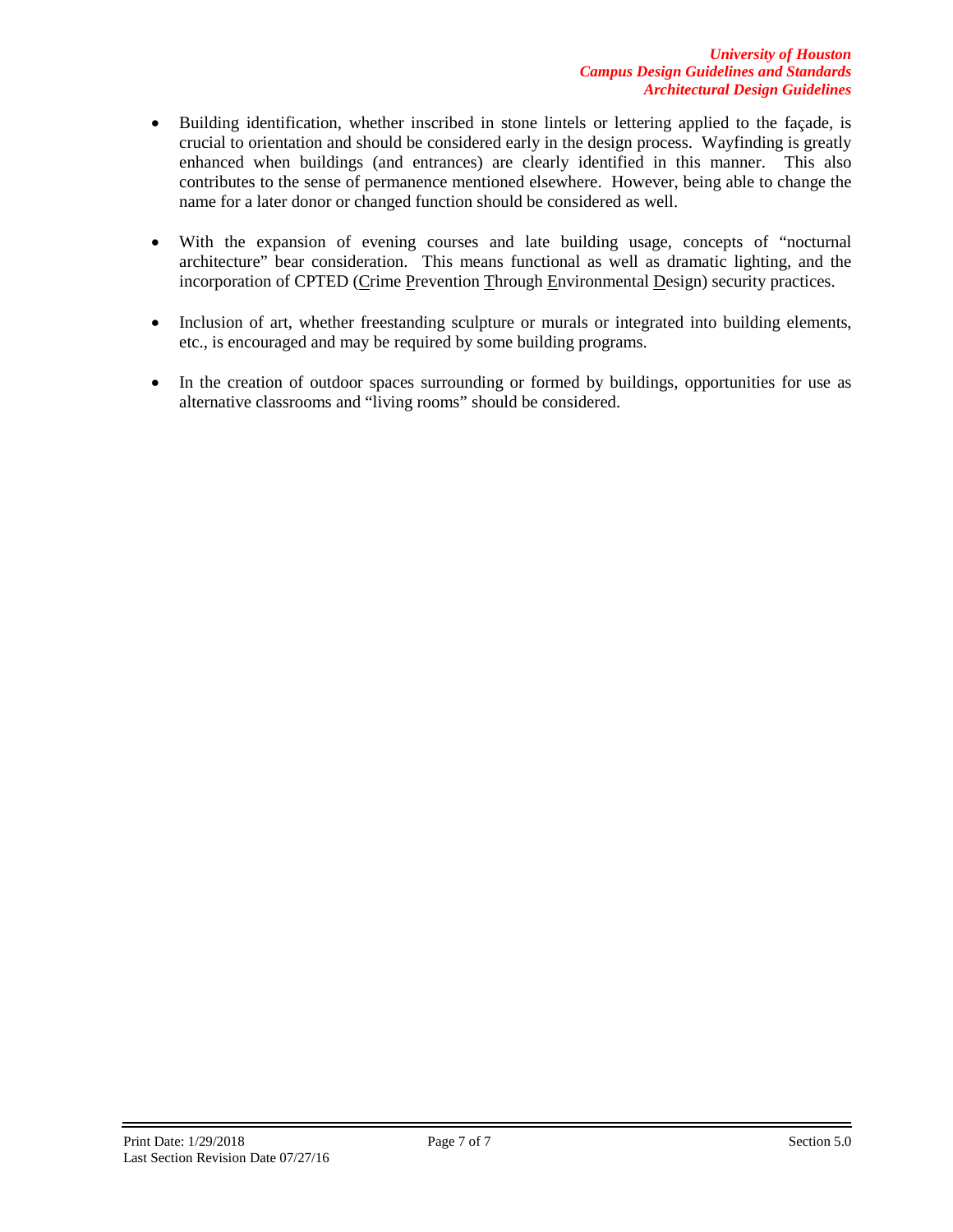- Building identification, whether inscribed in stone lintels or lettering applied to the façade, is crucial to orientation and should be considered early in the design process. Wayfinding is greatly enhanced when buildings (and entrances) are clearly identified in this manner. This also contributes to the sense of permanence mentioned elsewhere. However, being able to change the name for a later donor or changed function should be considered as well.

- With the expansion of evening courses and late building usage, concepts of "nocturnal architecture" bear consideration. This means functional as well as dramatic lighting, and the incorporation of CPTED (Crime Prevention Through Environmental Design) security practices.

- Inclusion of art, whether freestanding sculpture or murals or integrated into building elements, etc., is encouraged and may be required by some building programs.

- In the creation of outdoor spaces surrounding or formed by buildings, opportunities for use as alternative classrooms and "living rooms" should be considered.